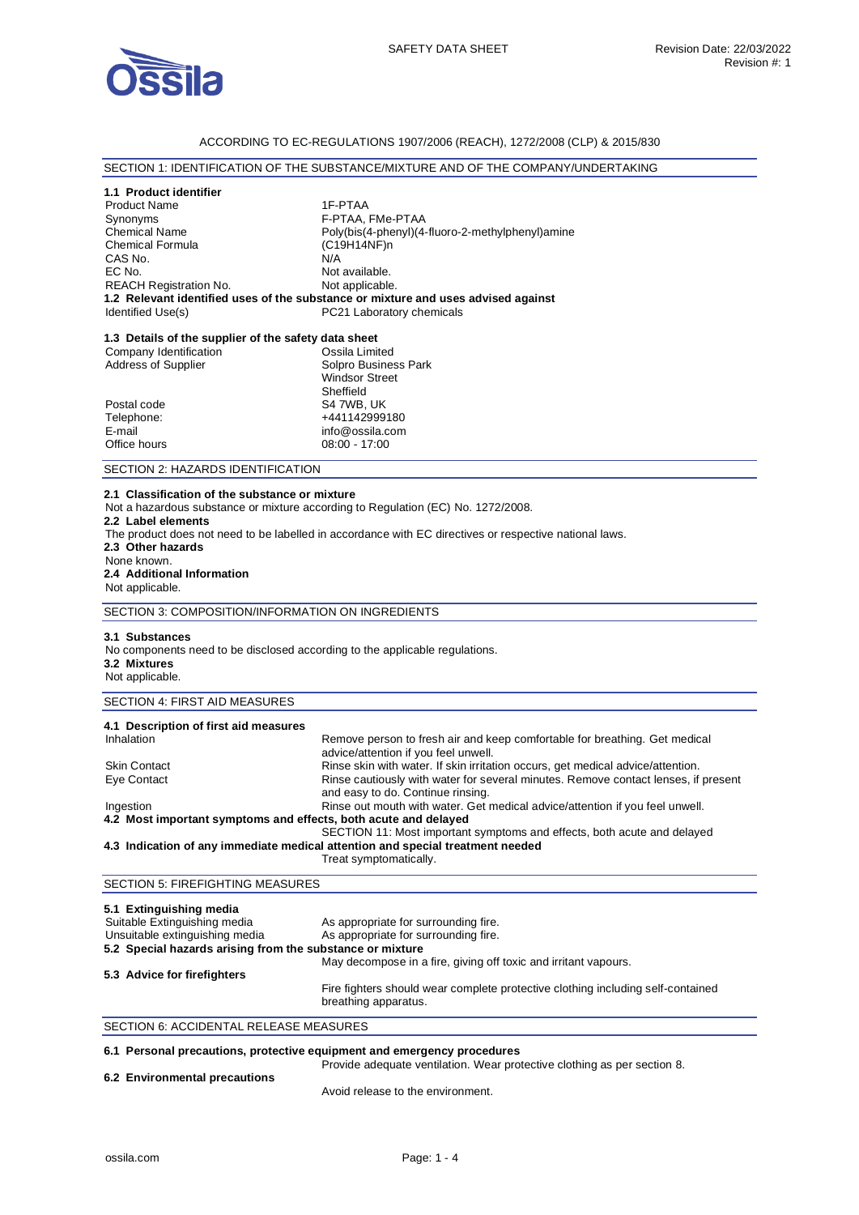SAFETY DATA SHEET

Revision Date: 22/03/2022
Revision #: 1

ACCORDING TO EC-REGULATIONS 1907/2006 (REACH), 1272/2008 (CLP) & 2015/830

## SECTION 1: IDENTIFICATION OF THE SUBSTANCE/MIXTURE AND OF THE COMPANY/UNDERTAKING

### 1.1 Product identifier

| | |
|---|---|
| Product Name | 1F-PTAA |
| Synonyms | F-PTAA, FMe-PTAA |
| Chemical Name | Poly(bis(4-phenyl)(4-fluoro-2-methylphenyl)amine |
| Chemical Formula | $(C_{19}H_{14}NF)_n$ |
| CAS No. | N/A |
| EC No. | Not available. |
| REACH Registration No. | Not applicable. |

### 1.2 Relevant identified uses of the substance or mixture and uses advised against

| | |
|---|---|
| Identified Use(s) | PC21 Laboratory chemicals |

### 1.3 Details of the supplier of the safety data sheet

| | |
|---|---|
| Company Identification | Ossila Limited |
| Address of Supplier | Solpro Business Park<br>Windsor Street<br>Sheffield |
| Postal code | S4 7WB, UK |
| Telephone: | +441142999180 |
| E-mail | info@ossila.com |
| Office hours | 08:00 - 17:00 |

## SECTION 2: HAZARDS IDENTIFICATION

### 2.1 Classification of the substance or mixture
Not a hazardous substance or mixture according to Regulation (EC) No. 1272/2008.

### 2.2 Label elements
The product does not need to be labelled in accordance with EC directives or respective national laws.

### 2.3 Other hazards
None known.

### 2.4 Additional Information
Not applicable.

## SECTION 3: COMPOSITION/INFORMATION ON INGREDIENTS

### 3.1 Substances
No components need to be disclosed according to the applicable regulations.

### 3.2 Mixtures
Not applicable.

## SECTION 4: FIRST AID MEASURES

### 4.1 Description of first aid measures

| | |
|---|---|
| Inhalation | Remove person to fresh air and keep comfortable for breathing. Get medical advice/attention if you feel unwell. |
| Skin Contact | Rinse skin with water. If skin irritation occurs, get medical advice/attention. |
| Eye Contact | Rinse cautiously with water for several minutes. Remove contact lenses, if present and easy to do. Continue rinsing. |
| Ingestion | Rinse out mouth with water. Get medical advice/attention if you feel unwell. |

### 4.2 Most important symptoms and effects, both acute and delayed
SECTION 11: Most important symptoms and effects, both acute and delayed

### 4.3 Indication of any immediate medical attention and special treatment needed
Treat symptomatically.

## SECTION 5: FIREFIGHTING MEASURES

### 5.1 Extinguishing media

| | |
|---|---|
| Suitable Extinguishing media | As appropriate for surrounding fire. |
| Unsuitable extinguishing media | As appropriate for surrounding fire. |

### 5.2 Special hazards arising from the substance or mixture
May decompose in a fire, giving off toxic and irritant vapours.

### 5.3 Advice for firefighters
Fire fighters should wear complete protective clothing including self-contained breathing apparatus.

## SECTION 6: ACCIDENTAL RELEASE MEASURES

### 6.1 Personal precautions, protective equipment and emergency procedures
Provide adequate ventilation. Wear protective clothing as per section 8.

### 6.2 Environmental precautions
Avoid release to the environment.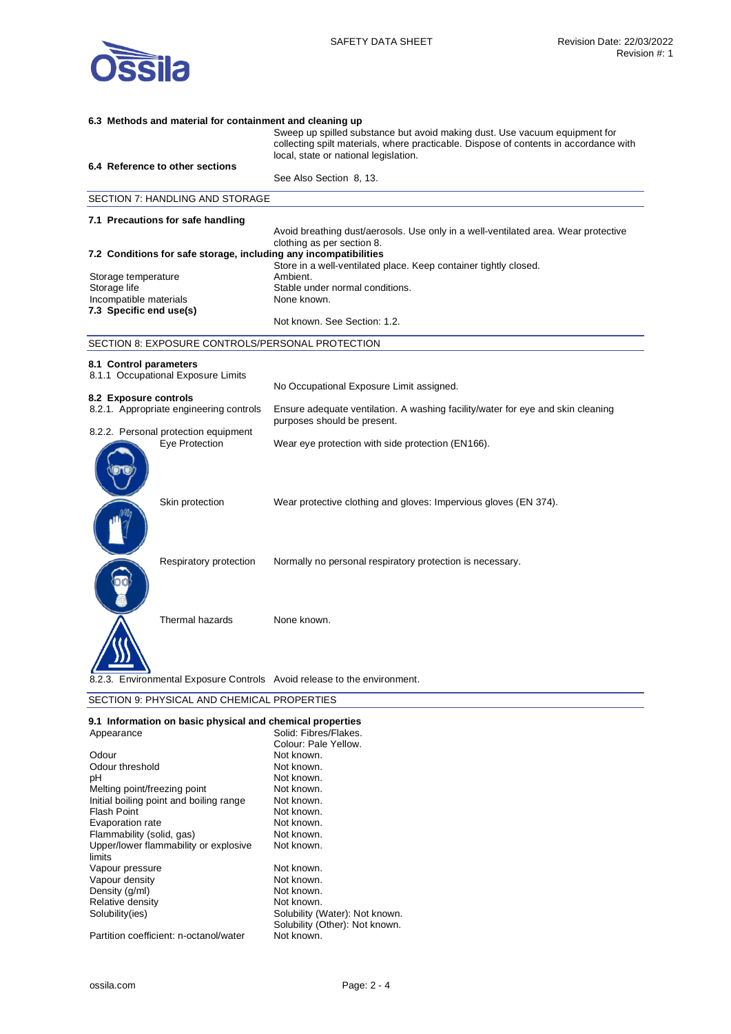**6.3 Methods and material for containment and cleaning up**

Sweep up spilled substance but avoid making dust. Use vacuum equipment for collecting spilt materials, where practicable. Dispose of contents in accordance with local, state or national legislation.

**6.4 Reference to other sections**

See Also Section 8, 13.

## SECTION 7: HANDLING AND STORAGE

**7.1 Precautions for safe handling**

Avoid breathing dust/aerosols. Use only in a well-ventilated area. Wear protective clothing as per section 8.

**7.2 Conditions for safe storage, including any incompatibilities**

Store in a well-ventilated place. Keep container tightly closed.

| | |
|---|---|
| Storage temperature | Ambient. |
| Storage life | Stable under normal conditions. |
| Incompatible materials | None known. |

**7.3 Specific end use(s)**

Not known. See Section: 1.2.

## SECTION 8: EXPOSURE CONTROLS/PERSONAL PROTECTION

**8.1 Control parameters**

8.1.1 Occupational Exposure Limits

No Occupational Exposure Limit assigned.

**8.2 Exposure controls**

8.2.1. Appropriate engineering controls — Ensure adequate ventilation. A washing facility/water for eye and skin cleaning purposes should be present.

8.2.2. Personal protection equipment

| | |
|---|---|
| Eye Protection | Wear eye protection with side protection (EN166). |
| Skin protection | Wear protective clothing and gloves: Impervious gloves (EN 374). |
| Respiratory protection | Normally no personal respiratory protection is necessary. |
| Thermal hazards | None known. |

8.2.3. Environmental Exposure Controls — Avoid release to the environment.

## SECTION 9: PHYSICAL AND CHEMICAL PROPERTIES

**9.1 Information on basic physical and chemical properties**

| | |
|---|---|
| Appearance | Solid: Fibres/Flakes.<br>Colour: Pale Yellow. |
| Odour | Not known. |
| Odour threshold | Not known. |
| pH | Not known. |
| Melting point/freezing point | Not known. |
| Initial boiling point and boiling range | Not known. |
| Flash Point | Not known. |
| Evaporation rate | Not known. |
| Flammability (solid, gas) | Not known. |
| Upper/lower flammability or explosive limits | Not known. |
| Vapour pressure | Not known. |
| Vapour density | Not known. |
| Density (g/ml) | Not known. |
| Relative density | Not known. |
| Solubility(ies) | Solubility (Water): Not known.<br>Solubility (Other): Not known. |
| Partition coefficient: n-octanol/water | Not known. |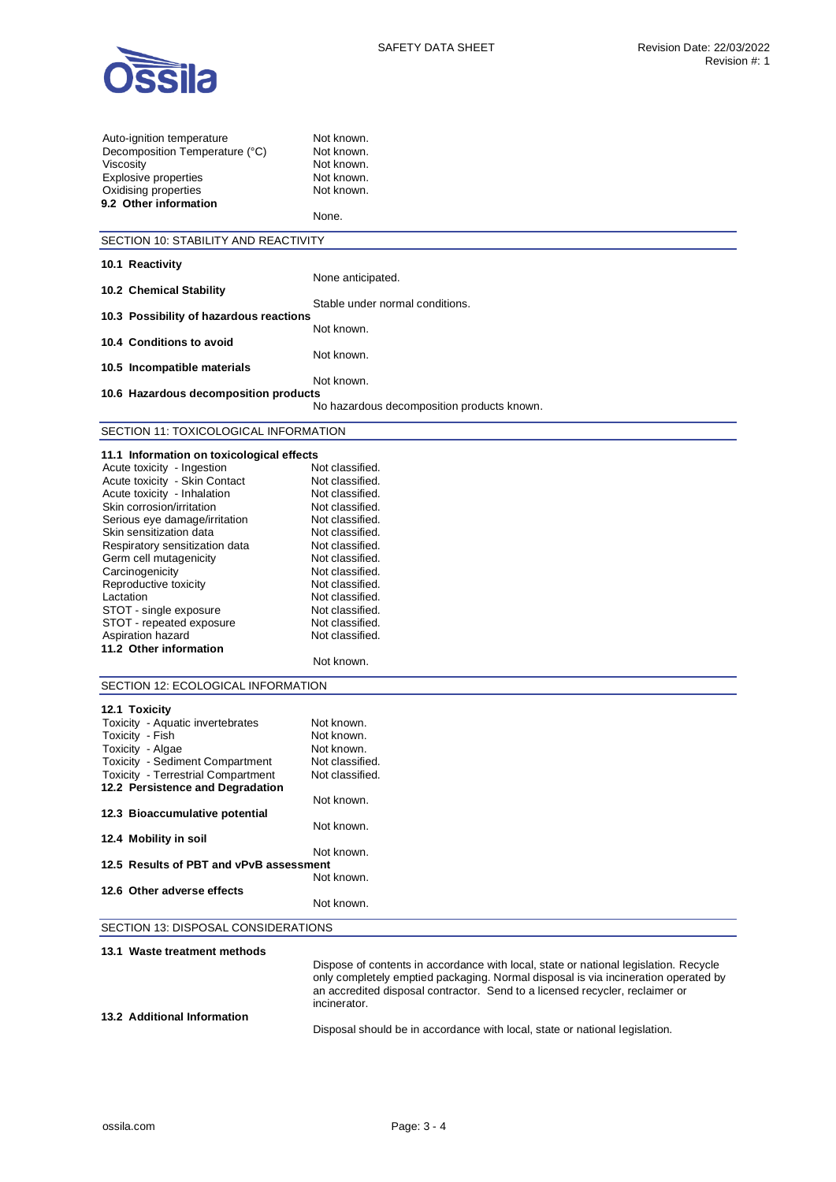| | |
|---|---|
| Auto-ignition temperature | Not known. |
| Decomposition Temperature (°C) | Not known. |
| Viscosity | Not known. |
| Explosive properties | Not known. |
| Oxidising properties | Not known. |

**9.2 Other information**

None.

## SECTION 10: STABILITY AND REACTIVITY

**10.1 Reactivity**

None anticipated.

**10.2 Chemical Stability**

Stable under normal conditions.

**10.3 Possibility of hazardous reactions**

Not known.

**10.4 Conditions to avoid**

Not known.

**10.5 Incompatible materials**

Not known.

**10.6 Hazardous decomposition products**

No hazardous decomposition products known.

## SECTION 11: TOXICOLOGICAL INFORMATION

**11.1 Information on toxicological effects**

| | |
|---|---|
| Acute toxicity - Ingestion | Not classified. |
| Acute toxicity - Skin Contact | Not classified. |
| Acute toxicity - Inhalation | Not classified. |
| Skin corrosion/irritation | Not classified. |
| Serious eye damage/irritation | Not classified. |
| Skin sensitization data | Not classified. |
| Respiratory sensitization data | Not classified. |
| Germ cell mutagenicity | Not classified. |
| Carcinogenicity | Not classified. |
| Reproductive toxicity | Not classified. |
| Lactation | Not classified. |
| STOT - single exposure | Not classified. |
| STOT - repeated exposure | Not classified. |
| Aspiration hazard | Not classified. |

**11.2 Other information**

Not known.

## SECTION 12: ECOLOGICAL INFORMATION

**12.1 Toxicity**

| | |
|---|---|
| Toxicity - Aquatic invertebrates | Not known. |
| Toxicity - Fish | Not known. |
| Toxicity - Algae | Not known. |
| Toxicity - Sediment Compartment | Not classified. |
| Toxicity - Terrestrial Compartment | Not classified. |

**12.2 Persistence and Degradation**

Not known.

**12.3 Bioaccumulative potential**

Not known.

**12.4 Mobility in soil**

Not known.

**12.5 Results of PBT and vPvB assessment**

Not known.

**12.6 Other adverse effects**

Not known.

## SECTION 13: DISPOSAL CONSIDERATIONS

**13.1 Waste treatment methods**

Dispose of contents in accordance with local, state or national legislation. Recycle only completely emptied packaging. Normal disposal is via incineration operated by an accredited disposal contractor. Send to a licensed recycler, reclaimer or incinerator.

**13.2 Additional Information**

Disposal should be in accordance with local, state or national legislation.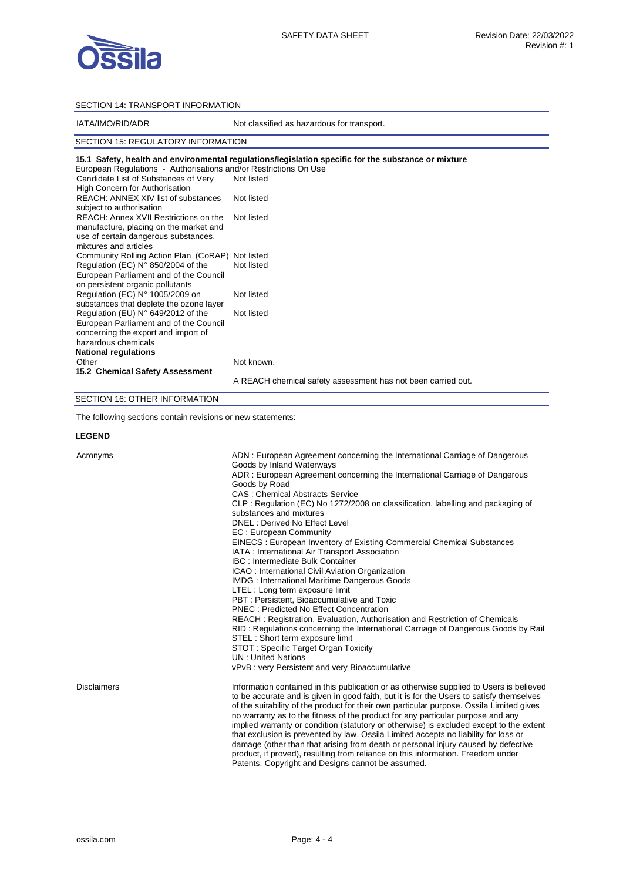## SECTION 14: TRANSPORT INFORMATION

| | |
|---|---|
| IATA/IMO/RID/ADR | Not classified as hazardous for transport. |

## SECTION 15: REGULATORY INFORMATION

**15.1 Safety, health and environmental regulations/legislation specific for the substance or mixture**

European Regulations - Authorisations and/or Restrictions On Use

| | |
|---|---|
| Candidate List of Substances of Very High Concern for Authorisation | Not listed |
| REACH: ANNEX XIV list of substances subject to authorisation | Not listed |
| REACH: Annex XVII Restrictions on the manufacture, placing on the market and use of certain dangerous substances, mixtures and articles | Not listed |
| Community Rolling Action Plan (CoRAP) | Not listed |
| Regulation (EC) N° 850/2004 of the European Parliament and of the Council on persistent organic pollutants | Not listed |
| Regulation (EC) N° 1005/2009 on substances that deplete the ozone layer | Not listed |
| Regulation (EU) N° 649/2012 of the European Parliament and of the Council concerning the export and import of hazardous chemicals | Not listed |

**National regulations**

| | |
|---|---|
| Other | Not known. |

**15.2 Chemical Safety Assessment**

A REACH chemical safety assessment has not been carried out.

## SECTION 16: OTHER INFORMATION

The following sections contain revisions or new statements:

**LEGEND**

Acronyms

- ADN : European Agreement concerning the International Carriage of Dangerous Goods by Inland Waterways
- ADR : European Agreement concerning the International Carriage of Dangerous Goods by Road
- CAS : Chemical Abstracts Service
- CLP : Regulation (EC) No 1272/2008 on classification, labelling and packaging of substances and mixtures
- DNEL : Derived No Effect Level
- EC : European Community
- EINECS : European Inventory of Existing Commercial Chemical Substances
- IATA : International Air Transport Association
- IBC : Intermediate Bulk Container
- ICAO : International Civil Aviation Organization
- IMDG : International Maritime Dangerous Goods
- LTEL : Long term exposure limit
- PBT : Persistent, Bioaccumulative and Toxic
- PNEC : Predicted No Effect Concentration
- REACH : Registration, Evaluation, Authorisation and Restriction of Chemicals
- RID : Regulations concerning the International Carriage of Dangerous Goods by Rail
- STEL : Short term exposure limit
- STOT : Specific Target Organ Toxicity
- UN : United Nations
- vPvB : very Persistent and very Bioaccumulative

Disclaimers

Information contained in this publication or as otherwise supplied to Users is believed to be accurate and is given in good faith, but it is for the Users to satisfy themselves of the suitability of the product for their own particular purpose. Ossila Limited gives no warranty as to the fitness of the product for any particular purpose and any implied warranty or condition (statutory or otherwise) is excluded except to the extent that exclusion is prevented by law. Ossila Limited accepts no liability for loss or damage (other than that arising from death or personal injury caused by defective product, if proved), resulting from reliance on this information. Freedom under Patents, Copyright and Designs cannot be assumed.